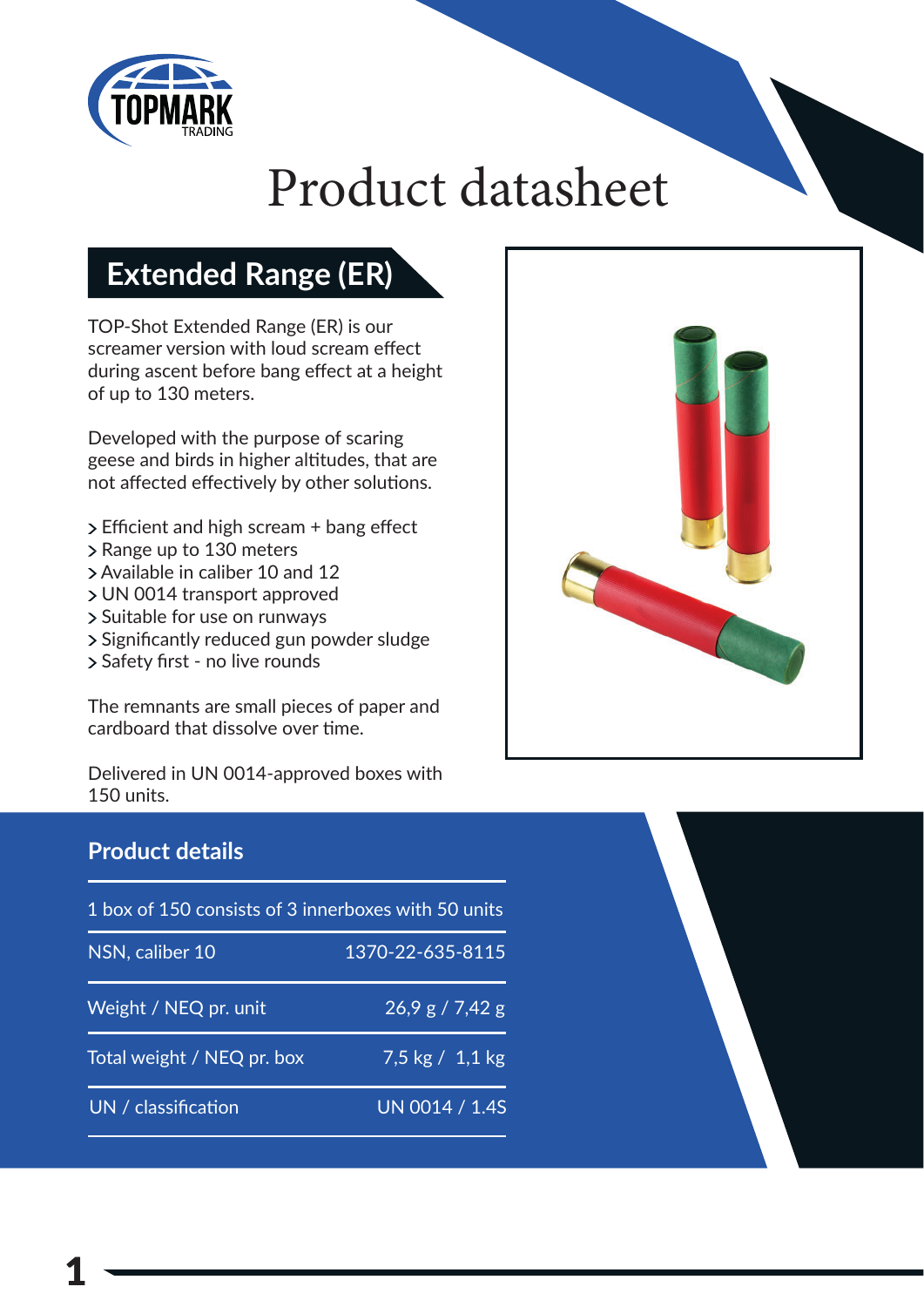TOPMARK TRADING

# Product datasheet

## Extended Range (ER)

TOP-Shot Extended Range (ER) is our screamer version with loud scream effect during ascent before bang effect at a height of up to 130 meters.

Developed with the purpose of scaring geese and birds in higher altitudes, that are not affected effectively by other solutions.

- Efficient and high scream + bang effect
- Range up to 130 meters
- Available in caliber 10 and 12
- UN 0014 transport approved
- Suitable for use on runways
- Significantly reduced gun powder sludge
- Safety first - no live rounds

The remnants are small pieces of paper and cardboard that dissolve over time.

Delivered in UN 0014-approved boxes with 150 units.

### Product details

| 1 box of 150 consists of 3 innerboxes with 50 units | |
|---|---|
| NSN, caliber 10 | 1370-22-635-8115 |
| Weight / NEQ pr. unit | 26,9 g / 7,42 g |
| Total weight / NEQ pr. box | 7,5 kg / 1,1 kg |
| UN / classification | UN 0014 / 1.4S |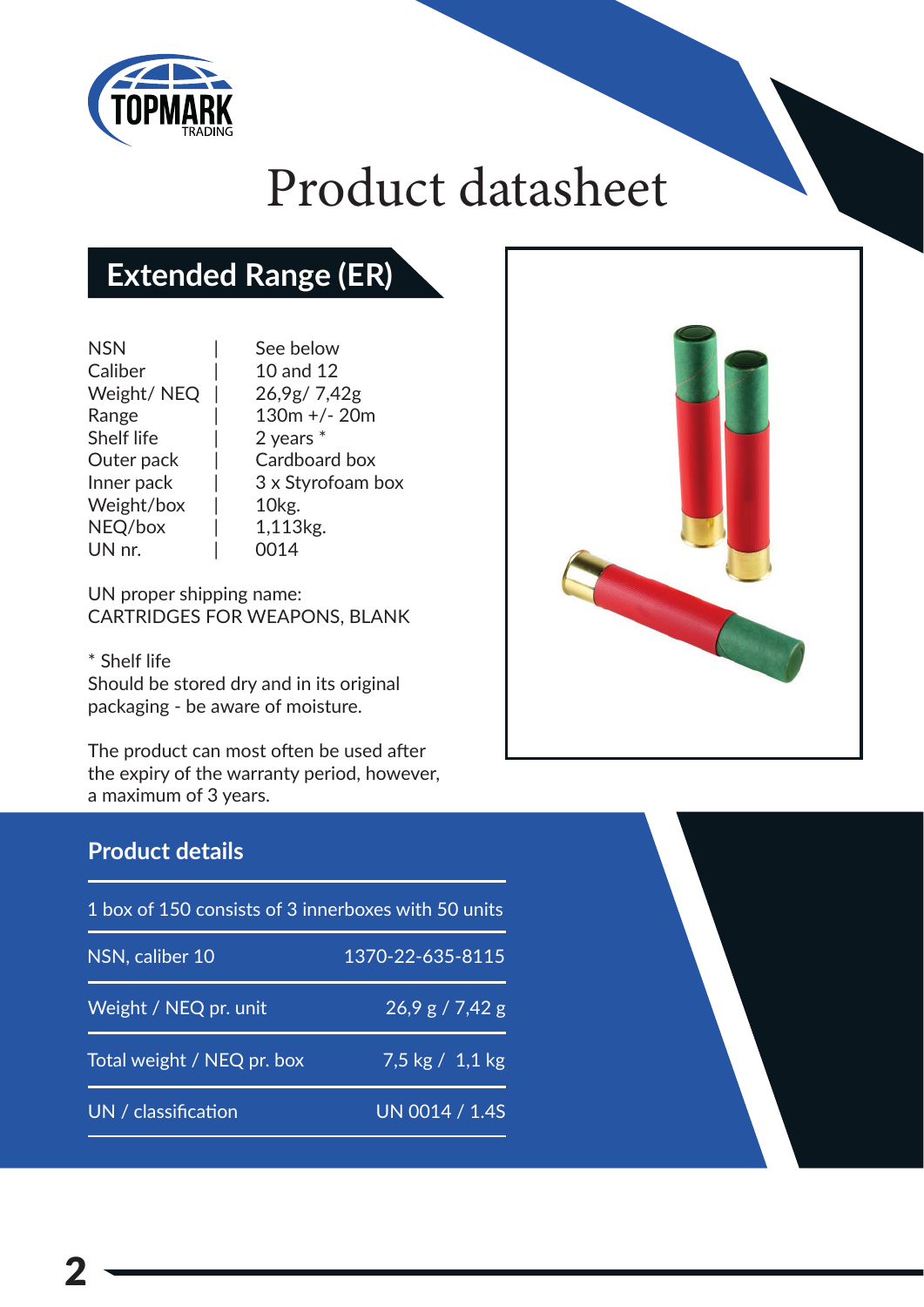# Product datasheet

## Extended Range (ER)

| | |
|---|---|
| NSN | See below |
| Caliber | 10 and 12 |
| Weight/ NEQ | 26,9g/ 7,42g |
| Range | 130m +/- 20m |
| Shelf life | 2 years * |
| Outer pack | Cardboard box |
| Inner pack | 3 x Styrofoam box |
| Weight/box | 10kg. |
| NEQ/box | 1,113kg. |
| UN nr. | 0014 |

UN proper shipping name:
CARTRIDGES FOR WEAPONS, BLANK

* Shelf life
Should be stored dry and in its original packaging - be aware of moisture.

The product can most often be used after the expiry of the warranty period, however, a maximum of 3 years.

### Product details

1 box of 150 consists of 3 innerboxes with 50 units

| | |
|---|---|
| NSN, caliber 10 | 1370-22-635-8115 |
| Weight / NEQ pr. unit | 26,9 g / 7,42 g |
| Total weight / NEQ pr. box | 7,5 kg / 1,1 kg |
| UN / classification | UN 0014 / 1.4S |